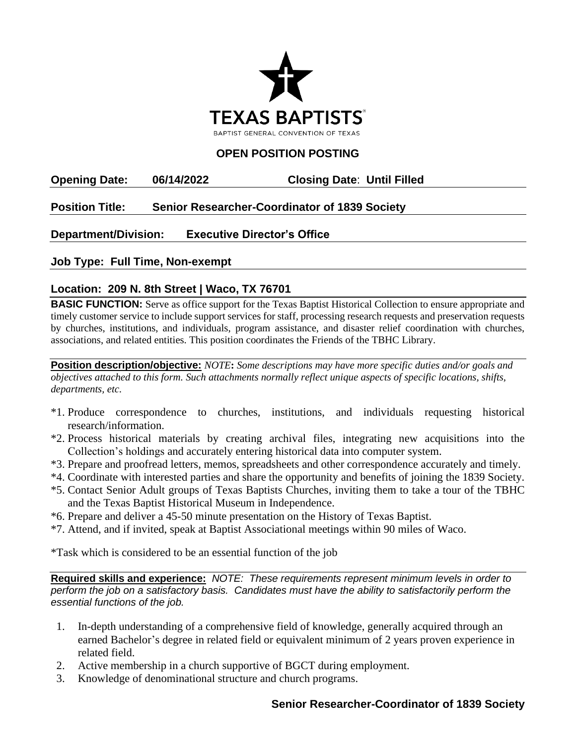**TEXAS BAPTISTS®**

BAPTIST GENERAL CONVENTION OF TEXAS

## OPEN POSITION POSTING

**Opening Date:** **06/14/2022** **Closing Date**: **Until Filled**

**Position Title:** **Senior Researcher-Coordinator of 1839 Society**

**Department/Division:** **Executive Director's Office**

**Job Type: Full Time, Non-exempt**

**Location: 209 N. 8th Street | Waco, TX 76701**

**BASIC FUNCTION:** Serve as office support for the Texas Baptist Historical Collection to ensure appropriate and timely customer service to include support services for staff, processing research requests and preservation requests by churches, institutions, and individuals, program assistance, and disaster relief coordination with churches, associations, and related entities. This position coordinates the Friends of the TBHC Library.

**Position description/objective:** *NOTE***:** *Some descriptions may have more specific duties and/or goals and objectives attached to this form. Such attachments normally reflect unique aspects of specific locations, shifts, departments, etc.*

*1. Produce correspondence to churches, institutions, and individuals requesting historical research/information.
*2. Process historical materials by creating archival files, integrating new acquisitions into the Collection's holdings and accurately entering historical data into computer system.
*3. Prepare and proofread letters, memos, spreadsheets and other correspondence accurately and timely.
*4. Coordinate with interested parties and share the opportunity and benefits of joining the 1839 Society.
*5. Contact Senior Adult groups of Texas Baptists Churches, inviting them to take a tour of the TBHC and the Texas Baptist Historical Museum in Independence.
*6. Prepare and deliver a 45-50 minute presentation on the History of Texas Baptist.
*7. Attend, and if invited, speak at Baptist Associational meetings within 90 miles of Waco.

*Task which is considered to be an essential function of the job

**Required skills and experience:** *NOTE: These requirements represent minimum levels in order to perform the job on a satisfactory basis. Candidates must have the ability to satisfactorily perform the essential functions of the job.*

1. In-depth understanding of a comprehensive field of knowledge, generally acquired through an earned Bachelor's degree in related field or equivalent minimum of 2 years proven experience in related field.
2. Active membership in a church supportive of BGCT during employment.
3. Knowledge of denominational structure and church programs.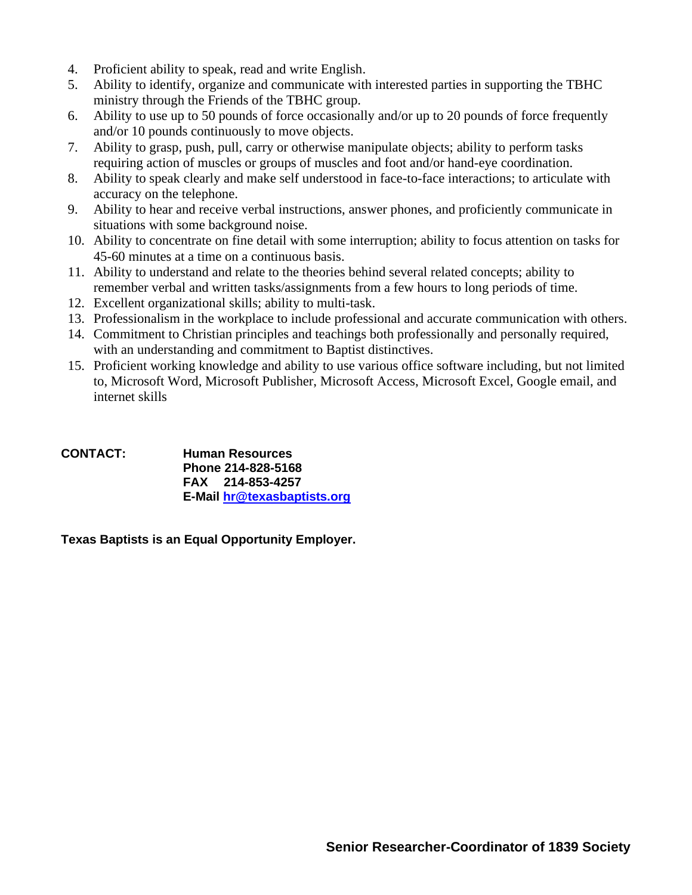4. Proficient ability to speak, read and write English.
5. Ability to identify, organize and communicate with interested parties in supporting the TBHC ministry through the Friends of the TBHC group.
6. Ability to use up to 50 pounds of force occasionally and/or up to 20 pounds of force frequently and/or 10 pounds continuously to move objects.
7. Ability to grasp, push, pull, carry or otherwise manipulate objects; ability to perform tasks requiring action of muscles or groups of muscles and foot and/or hand-eye coordination.
8. Ability to speak clearly and make self understood in face-to-face interactions; to articulate with accuracy on the telephone.
9. Ability to hear and receive verbal instructions, answer phones, and proficiently communicate in situations with some background noise.
10. Ability to concentrate on fine detail with some interruption; ability to focus attention on tasks for 45-60 minutes at a time on a continuous basis.
11. Ability to understand and relate to the theories behind several related concepts; ability to remember verbal and written tasks/assignments from a few hours to long periods of time.
12. Excellent organizational skills; ability to multi-task.
13. Professionalism in the workplace to include professional and accurate communication with others.
14. Commitment to Christian principles and teachings both professionally and personally required, with an understanding and commitment to Baptist distinctives.
15. Proficient working knowledge and ability to use various office software including, but not limited to, Microsoft Word, Microsoft Publisher, Microsoft Access, Microsoft Excel, Google email, and internet skills

**CONTACT:** **Human Resources**
**Phone 214-828-5168**
**FAX 214-853-4257**
**E-Mail [hr@texasbaptists.org](mailto:hr@texasbaptists.org)**

**Texas Baptists is an Equal Opportunity Employer.**